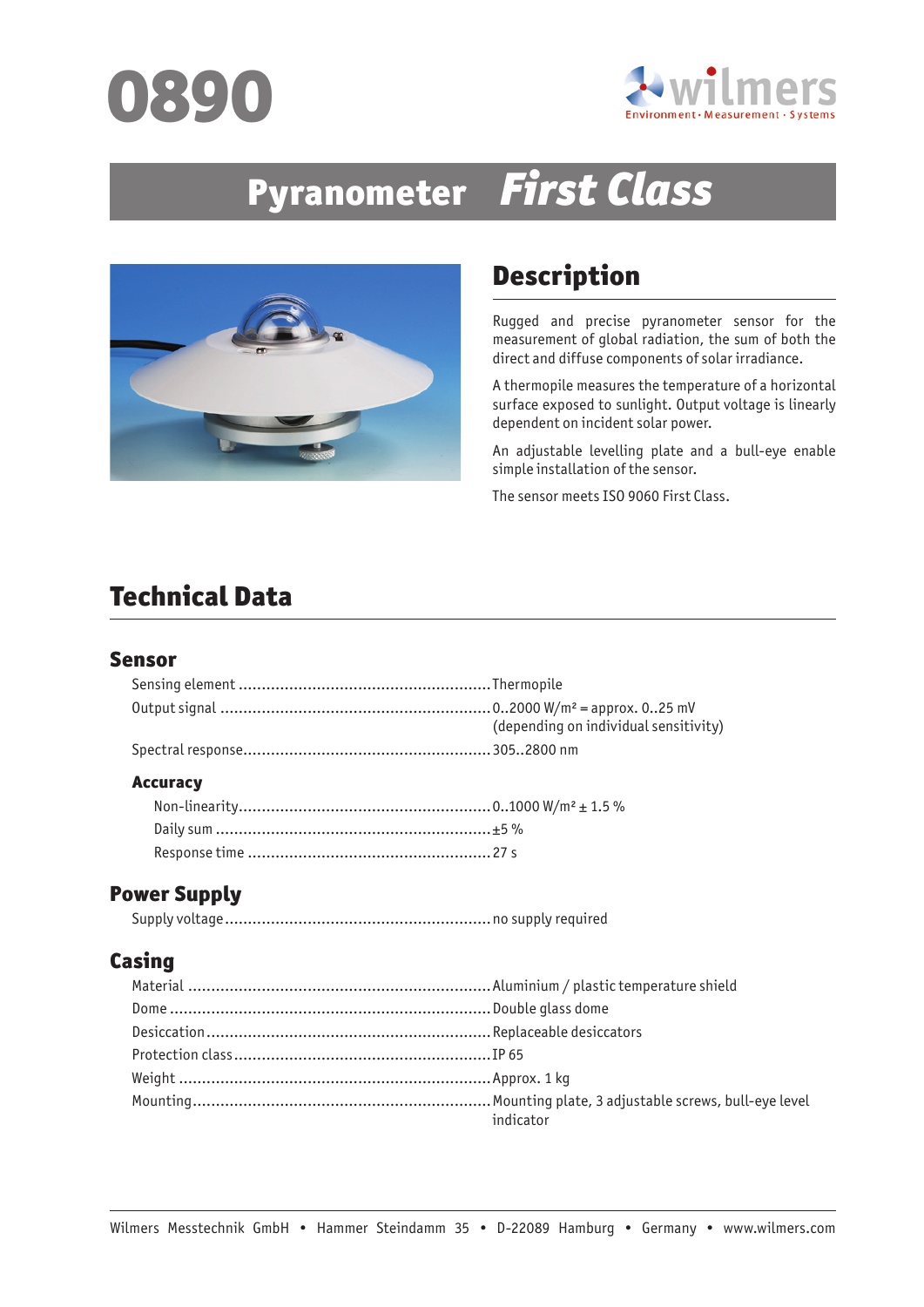# 0890

wilmers
Environment · Measurement · Systems

# Pyranometer *First Class*

## Description

Rugged and precise pyranometer sensor for the measurement of global radiation, the sum of both the direct and diffuse components of solar irradiance.

A thermopile measures the temperature of a horizontal surface exposed to sunlight. Output voltage is linearly dependent on incident solar power.

An adjustable levelling plate and a bull-eye enable simple installation of the sensor.

The sensor meets ISO 9060 First Class.

## Technical Data

### Sensor

| | |
|---|---|
| Sensing element | Thermopile |
| Output signal | 0..2000 W/m² = approx. 0..25 mV (depending on individual sensitivity) |
| Spectral response | 305..2800 nm |

#### Accuracy

| | |
|---|---|
| Non-linearity | 0..1000 W/m² ± 1.5 % |
| Daily sum | ±5 % |
| Response time | 27 s |

### Power Supply

| | |
|---|---|
| Supply voltage | no supply required |

### Casing

| | |
|---|---|
| Material | Aluminium / plastic temperature shield |
| Dome | Double glass dome |
| Desiccation | Replaceable desiccators |
| Protection class | IP 65 |
| Weight | Approx. 1 kg |
| Mounting | Mounting plate, 3 adjustable screws, bull-eye level indicator |

Wilmers Messtechnik GmbH • Hammer Steindamm 35 • D-22089 Hamburg • Germany • www.wilmers.com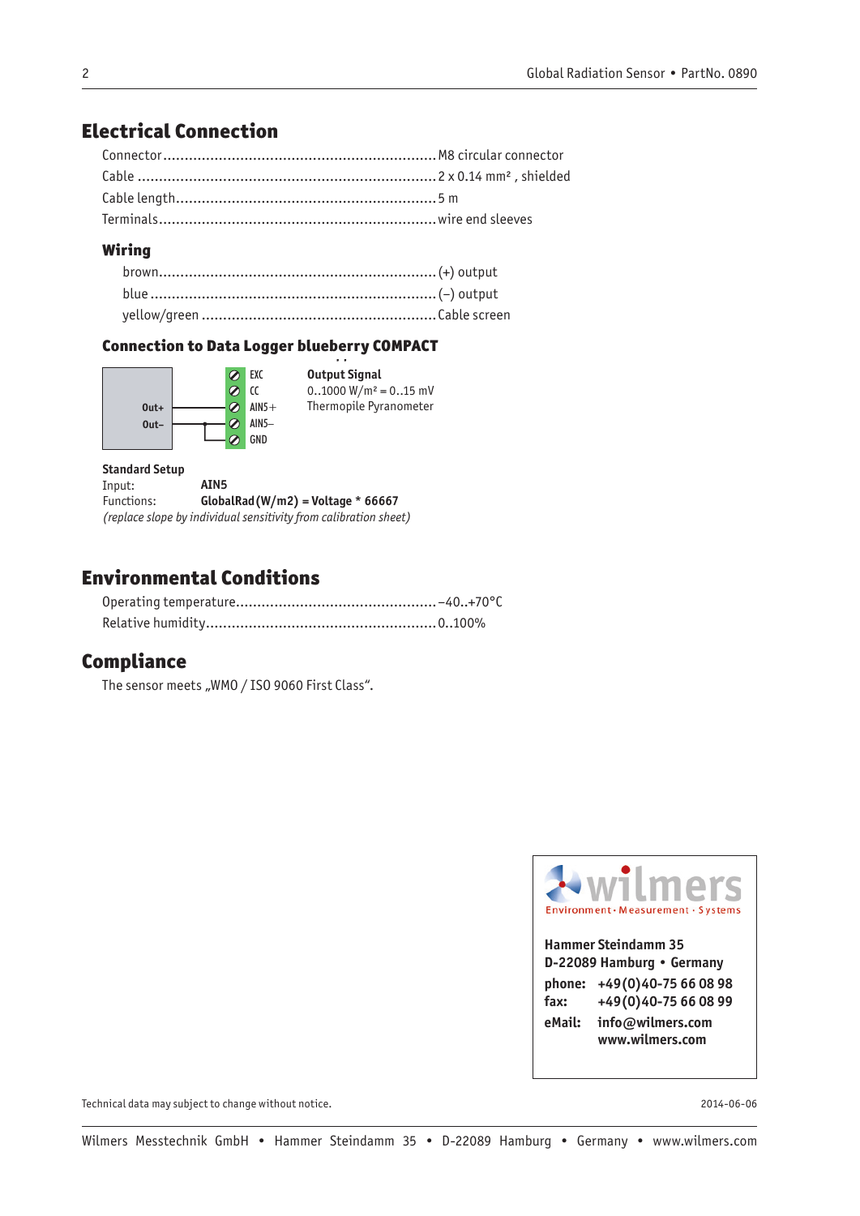## Electrical Connection

| | |
|---|---|
| Connector | M8 circular connector |
| Cable | 2 x 0.14 mm², shielded |
| Cable length | 5 m |
| Terminals | wire end sleeves |

### Wiring

| | |
|---|---|
| brown | (+) output |
| blue | (−) output |
| yellow/green | Cable screen |

### Connection to Data Logger blueberry COMPACT

Out+
Out–

EXC
CC
AIN5+
AIN5–
GND

**Output Signal**
0..1000 W/m² = 0..15 mV
Thermopile Pyranometer

**Standard Setup**

Input: **AIN5**
Functions: **GlobalRad (W/m2) = Voltage * 66667**
*(replace slope by individual sensitivity from calibration sheet)*

## Environmental Conditions

| | |
|---|---|
| Operating temperature | −40..+70°C |
| Relative humidity | 0..100% |

## Compliance

The sensor meets „WMO / ISO 9060 First Class".

wilmers
Environment · Measurement · Systems

**Hammer Steindamm 35**
**D-22089 Hamburg • Germany**
**phone: +49(0)40-75 66 08 98**
**fax: +49(0)40-75 66 08 99**
**eMail: info@wilmers.com**
**www.wilmers.com**

Technical data may subject to change without notice.

2014-06-06